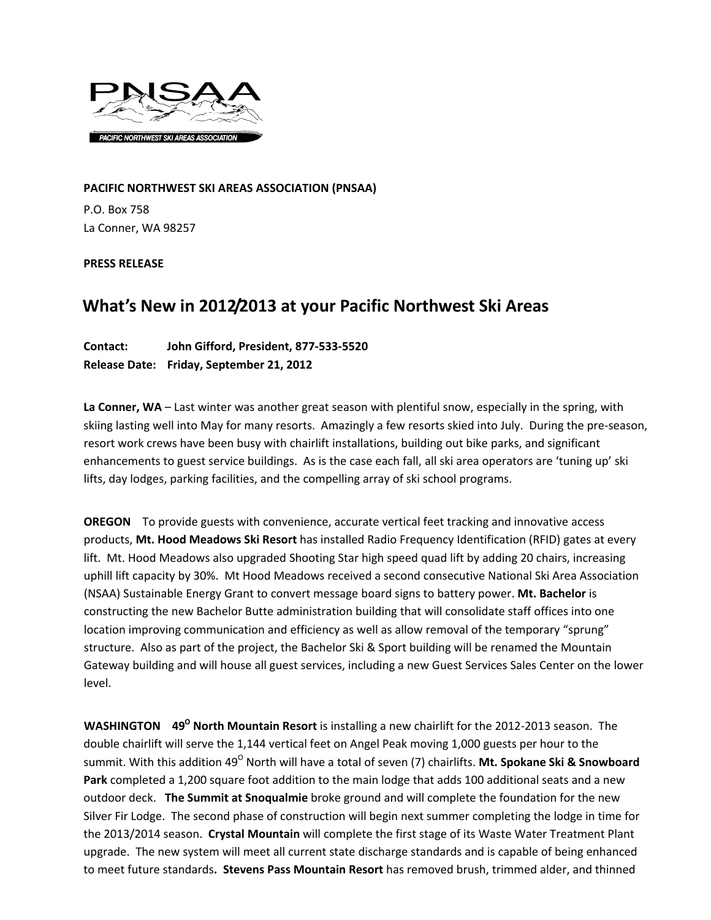PNSAA

PACIFIC NORTHWEST SKI AREAS ASSOCIATION

**PACIFIC NORTHWEST SKI AREAS ASSOCIATION (PNSAA)**

P.O. Box 758
La Conner, WA 98257

**PRESS RELEASE**

# What's New in 2012/2013 at your Pacific Northwest Ski Areas

**Contact: John Gifford, President, 877-533-5520**
**Release Date: Friday, September 21, 2012**

**La Conner, WA** – Last winter was another great season with plentiful snow, especially in the spring, with skiing lasting well into May for many resorts. Amazingly a few resorts skied into July. During the pre-season, resort work crews have been busy with chairlift installations, building out bike parks, and significant enhancements to guest service buildings. As is the case each fall, all ski area operators are 'tuning up' ski lifts, day lodges, parking facilities, and the compelling array of ski school programs.

**OREGON** To provide guests with convenience, accurate vertical feet tracking and innovative access products, **Mt. Hood Meadows Ski Resort** has installed Radio Frequency Identification (RFID) gates at every lift. Mt. Hood Meadows also upgraded Shooting Star high speed quad lift by adding 20 chairs, increasing uphill lift capacity by 30%. Mt Hood Meadows received a second consecutive National Ski Area Association (NSAA) Sustainable Energy Grant to convert message board signs to battery power. **Mt. Bachelor** is constructing the new Bachelor Butte administration building that will consolidate staff offices into one location improving communication and efficiency as well as allow removal of the temporary "sprung" structure. Also as part of the project, the Bachelor Ski & Sport building will be renamed the Mountain Gateway building and will house all guest services, including a new Guest Services Sales Center on the lower level.

**WASHINGTON** **49$^{O}$ North Mountain Resort** is installing a new chairlift for the 2012-2013 season. The double chairlift will serve the 1,144 vertical feet on Angel Peak moving 1,000 guests per hour to the summit. With this addition 49$^{O}$ North will have a total of seven (7) chairlifts. **Mt. Spokane Ski & Snowboard Park** completed a 1,200 square foot addition to the main lodge that adds 100 additional seats and a new outdoor deck. **The Summit at Snoqualmie** broke ground and will complete the foundation for the new Silver Fir Lodge. The second phase of construction will begin next summer completing the lodge in time for the 2013/2014 season. **Crystal Mountain** will complete the first stage of its Waste Water Treatment Plant upgrade. The new system will meet all current state discharge standards and is capable of being enhanced to meet future standards**. Stevens Pass Mountain Resort** has removed brush, trimmed alder, and thinned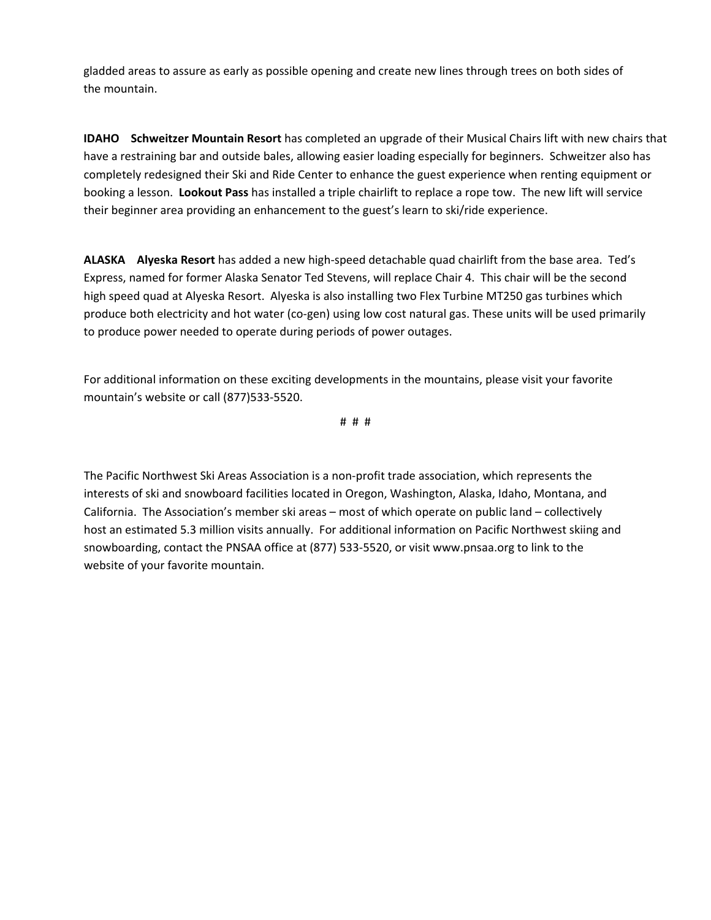gladded areas to assure as early as possible opening and create new lines through trees on both sides of the mountain.

**IDAHO Schweitzer Mountain Resort** has completed an upgrade of their Musical Chairs lift with new chairs that have a restraining bar and outside bales, allowing easier loading especially for beginners. Schweitzer also has completely redesigned their Ski and Ride Center to enhance the guest experience when renting equipment or booking a lesson. **Lookout Pass** has installed a triple chairlift to replace a rope tow. The new lift will service their beginner area providing an enhancement to the guest's learn to ski/ride experience.

**ALASKA Alyeska Resort** has added a new high-speed detachable quad chairlift from the base area. Ted's Express, named for former Alaska Senator Ted Stevens, will replace Chair 4. This chair will be the second high speed quad at Alyeska Resort. Alyeska is also installing two Flex Turbine MT250 gas turbines which produce both electricity and hot water (co-gen) using low cost natural gas. These units will be used primarily to produce power needed to operate during periods of power outages.

For additional information on these exciting developments in the mountains, please visit your favorite mountain's website or call (877)533-5520.

# # #

The Pacific Northwest Ski Areas Association is a non-profit trade association, which represents the interests of ski and snowboard facilities located in Oregon, Washington, Alaska, Idaho, Montana, and California. The Association's member ski areas – most of which operate on public land – collectively host an estimated 5.3 million visits annually. For additional information on Pacific Northwest skiing and snowboarding, contact the PNSAA office at (877) 533-5520, or visit www.pnsaa.org to link to the website of your favorite mountain.